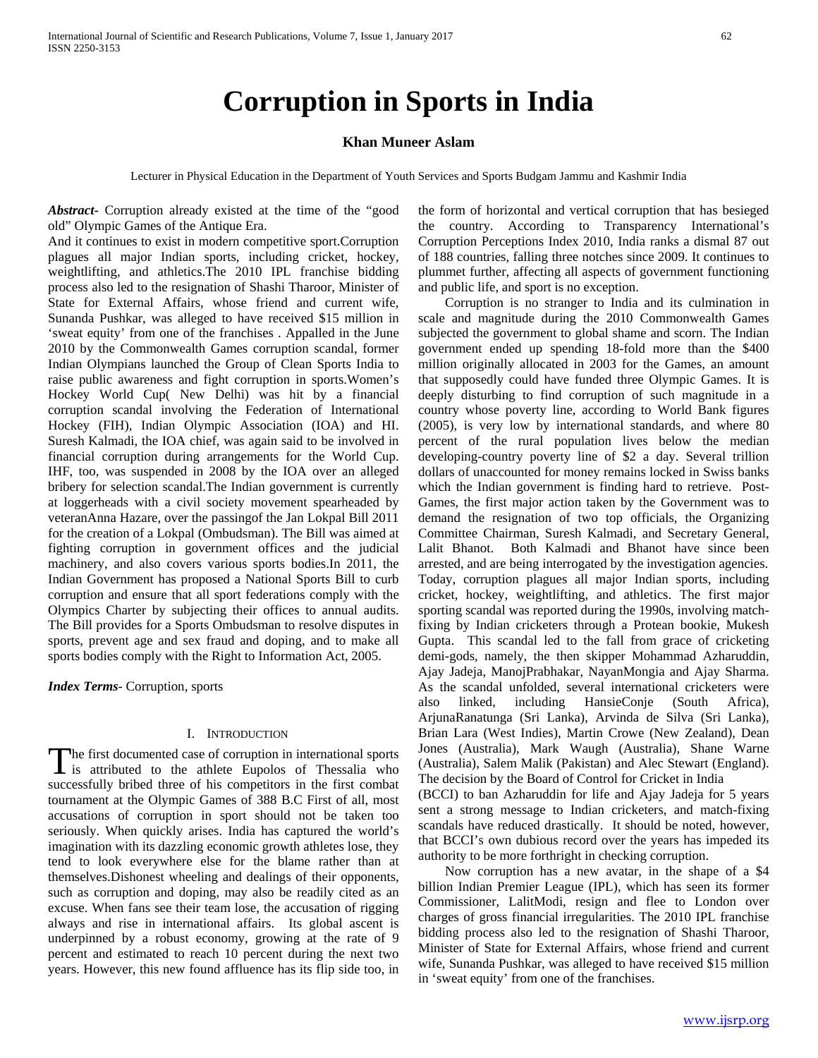# Corruption in Sports in India

**Khan Muneer Aslam**

Lecturer in Physical Education in the Department of Youth Services and Sports Budgam Jammu and Kashmir India

***Abstract***- Corruption already existed at the time of the "good old" Olympic Games of the Antique Era.

And it continues to exist in modern competitive sport.Corruption plagues all major Indian sports, including cricket, hockey, weightlifting, and athletics.The 2010 IPL franchise bidding process also led to the resignation of Shashi Tharoor, Minister of State for External Affairs, whose friend and current wife, Sunanda Pushkar, was alleged to have received $15 million in 'sweat equity' from one of the franchises . Appalled in the June 2010 by the Commonwealth Games corruption scandal, former Indian Olympians launched the Group of Clean Sports India to raise public awareness and fight corruption in sports.Women's Hockey World Cup( New Delhi) was hit by a financial corruption scandal involving the Federation of International Hockey (FIH), Indian Olympic Association (IOA) and HI. Suresh Kalmadi, the IOA chief, was again said to be involved in financial corruption during arrangements for the World Cup. IHF, too, was suspended in 2008 by the IOA over an alleged bribery for selection scandal.The Indian government is currently at loggerheads with a civil society movement spearheaded by veteranAnna Hazare, over the passingof the Jan Lokpal Bill 2011 for the creation of a Lokpal (Ombudsman). The Bill was aimed at fighting corruption in government offices and the judicial machinery, and also covers various sports bodies.In 2011, the Indian Government has proposed a National Sports Bill to curb corruption and ensure that all sport federations comply with the Olympics Charter by subjecting their offices to annual audits. The Bill provides for a Sports Ombudsman to resolve disputes in sports, prevent age and sex fraud and doping, and to make all sports bodies comply with the Right to Information Act, 2005.

***Index Terms***- Corruption, sports

## I. Introduction

The first documented case of corruption in international sports is attributed to the athlete Eupolos of Thessalia who successfully bribed three of his competitors in the first combat tournament at the Olympic Games of 388 B.C First of all, most accusations of corruption in sport should not be taken too seriously. When quickly arises. India has captured the world's imagination with its dazzling economic growth athletes lose, they tend to look everywhere else for the blame rather than at themselves.Dishonest wheeling and dealings of their opponents, such as corruption and doping, may also be readily cited as an excuse. When fans see their team lose, the accusation of rigging always and rise in international affairs. Its global ascent is underpinned by a robust economy, growing at the rate of 9 percent and estimated to reach 10 percent during the next two years. However, this new found affluence has its flip side too, in the form of horizontal and vertical corruption that has besieged the country. According to Transparency International's Corruption Perceptions Index 2010, India ranks a dismal 87 out of 188 countries, falling three notches since 2009. It continues to plummet further, affecting all aspects of government functioning and public life, and sport is no exception.

Corruption is no stranger to India and its culmination in scale and magnitude during the 2010 Commonwealth Games subjected the government to global shame and scorn. The Indian government ended up spending 18-fold more than the $400 million originally allocated in 2003 for the Games, an amount that supposedly could have funded three Olympic Games. It is deeply disturbing to find corruption of such magnitude in a country whose poverty line, according to World Bank figures (2005), is very low by international standards, and where 80 percent of the rural population lives below the median developing-country poverty line of $2 a day. Several trillion dollars of unaccounted for money remains locked in Swiss banks which the Indian government is finding hard to retrieve. Post-Games, the first major action taken by the Government was to demand the resignation of two top officials, the Organizing Committee Chairman, Suresh Kalmadi, and Secretary General, Lalit Bhanot. Both Kalmadi and Bhanot have since been arrested, and are being interrogated by the investigation agencies. Today, corruption plagues all major Indian sports, including cricket, hockey, weightlifting, and athletics. The first major sporting scandal was reported during the 1990s, involving match-fixing by Indian cricketers through a Protean bookie, Mukesh Gupta. This scandal led to the fall from grace of cricketing demi-gods, namely, the then skipper Mohammad Azharuddin, Ajay Jadeja, ManojPrabhakar, NayanMongia and Ajay Sharma. As the scandal unfolded, several international cricketers were also linked, including HansieConje (South Africa), ArjunaRanatunga (Sri Lanka), Arvinda de Silva (Sri Lanka), Brian Lara (West Indies), Martin Crowe (New Zealand), Dean Jones (Australia), Mark Waugh (Australia), Shane Warne (Australia), Salem Malik (Pakistan) and Alec Stewart (England). The decision by the Board of Control for Cricket in India (BCCI) to ban Azharuddin for life and Ajay Jadeja for 5 years sent a strong message to Indian cricketers, and match-fixing scandals have reduced drastically. It should be noted, however, that BCCI's own dubious record over the years has impeded its authority to be more forthright in checking corruption.

Now corruption has a new avatar, in the shape of a $4 billion Indian Premier League (IPL), which has seen its former Commissioner, LalitModi, resign and flee to London over charges of gross financial irregularities. The 2010 IPL franchise bidding process also led to the resignation of Shashi Tharoor, Minister of State for External Affairs, whose friend and current wife, Sunanda Pushkar, was alleged to have received $15 million in 'sweat equity' from one of the franchises.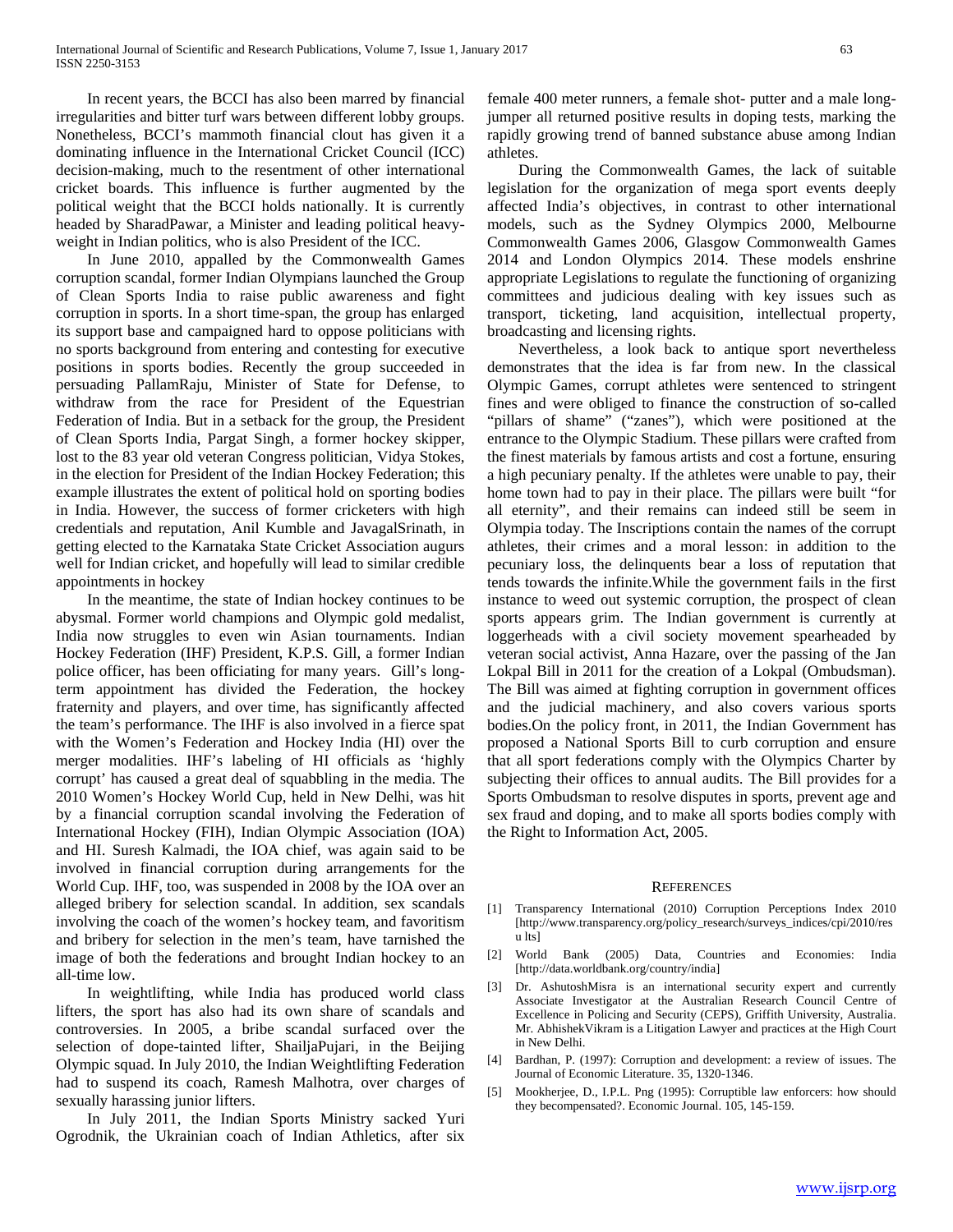In recent years, the BCCI has also been marred by financial irregularities and bitter turf wars between different lobby groups. Nonetheless, BCCI's mammoth financial clout has given it a dominating influence in the International Cricket Council (ICC) decision-making, much to the resentment of other international cricket boards. This influence is further augmented by the political weight that the BCCI holds nationally. It is currently headed by SharadPawar, a Minister and leading political heavy-weight in Indian politics, who is also President of the ICC.

In June 2010, appalled by the Commonwealth Games corruption scandal, former Indian Olympians launched the Group of Clean Sports India to raise public awareness and fight corruption in sports. In a short time-span, the group has enlarged its support base and campaigned hard to oppose politicians with no sports background from entering and contesting for executive positions in sports bodies. Recently the group succeeded in persuading PallamRaju, Minister of State for Defense, to withdraw from the race for President of the Equestrian Federation of India. But in a setback for the group, the President of Clean Sports India, Pargat Singh, a former hockey skipper, lost to the 83 year old veteran Congress politician, Vidya Stokes, in the election for President of the Indian Hockey Federation; this example illustrates the extent of political hold on sporting bodies in India. However, the success of former cricketers with high credentials and reputation, Anil Kumble and JavagalSrinath, in getting elected to the Karnataka State Cricket Association augurs well for Indian cricket, and hopefully will lead to similar credible appointments in hockey

In the meantime, the state of Indian hockey continues to be abysmal. Former world champions and Olympic gold medalist, India now struggles to even win Asian tournaments. Indian Hockey Federation (IHF) President, K.P.S. Gill, a former Indian police officer, has been officiating for many years. Gill's long-term appointment has divided the Federation, the hockey fraternity and players, and over time, has significantly affected the team's performance. The IHF is also involved in a fierce spat with the Women's Federation and Hockey India (HI) over the merger modalities. IHF's labeling of HI officials as 'highly corrupt' has caused a great deal of squabbling in the media. The 2010 Women's Hockey World Cup, held in New Delhi, was hit by a financial corruption scandal involving the Federation of International Hockey (FIH), Indian Olympic Association (IOA) and HI. Suresh Kalmadi, the IOA chief, was again said to be involved in financial corruption during arrangements for the World Cup. IHF, too, was suspended in 2008 by the IOA over an alleged bribery for selection scandal. In addition, sex scandals involving the coach of the women's hockey team, and favoritism and bribery for selection in the men's team, have tarnished the image of both the federations and brought Indian hockey to an all-time low.

In weightlifting, while India has produced world class lifters, the sport has also had its own share of scandals and controversies. In 2005, a bribe scandal surfaced over the selection of dope-tainted lifter, ShailjaPujari, in the Beijing Olympic squad. In July 2010, the Indian Weightlifting Federation had to suspend its coach, Ramesh Malhotra, over charges of sexually harassing junior lifters.

In July 2011, the Indian Sports Ministry sacked Yuri Ogrodnik, the Ukrainian coach of Indian Athletics, after six female 400 meter runners, a female shot- putter and a male long-jumper all returned positive results in doping tests, marking the rapidly growing trend of banned substance abuse among Indian athletes.

During the Commonwealth Games, the lack of suitable legislation for the organization of mega sport events deeply affected India's objectives, in contrast to other international models, such as the Sydney Olympics 2000, Melbourne Commonwealth Games 2006, Glasgow Commonwealth Games 2014 and London Olympics 2014. These models enshrine appropriate Legislations to regulate the functioning of organizing committees and judicious dealing with key issues such as transport, ticketing, land acquisition, intellectual property, broadcasting and licensing rights.

Nevertheless, a look back to antique sport nevertheless demonstrates that the idea is far from new. In the classical Olympic Games, corrupt athletes were sentenced to stringent fines and were obliged to finance the construction of so-called "pillars of shame" ("zanes"), which were positioned at the entrance to the Olympic Stadium. These pillars were crafted from the finest materials by famous artists and cost a fortune, ensuring a high pecuniary penalty. If the athletes were unable to pay, their home town had to pay in their place. The pillars were built "for all eternity", and their remains can indeed still be seem in Olympia today. The Inscriptions contain the names of the corrupt athletes, their crimes and a moral lesson: in addition to the pecuniary loss, the delinquents bear a loss of reputation that tends towards the infinite.While the government fails in the first instance to weed out systemic corruption, the prospect of clean sports appears grim. The Indian government is currently at loggerheads with a civil society movement spearheaded by veteran social activist, Anna Hazare, over the passing of the Jan Lokpal Bill in 2011 for the creation of a Lokpal (Ombudsman). The Bill was aimed at fighting corruption in government offices and the judicial machinery, and also covers various sports bodies.On the policy front, in 2011, the Indian Government has proposed a National Sports Bill to curb corruption and ensure that all sport federations comply with the Olympics Charter by subjecting their offices to annual audits. The Bill provides for a Sports Ombudsman to resolve disputes in sports, prevent age and sex fraud and doping, and to make all sports bodies comply with the Right to Information Act, 2005.

## REFERENCES

[1] Transparency International (2010) Corruption Perceptions Index 2010 [http://www.transparency.org/policy_research/surveys_indices/cpi/2010/results]

[2] World Bank (2005) Data, Countries and Economies: India [http://data.worldbank.org/country/india]

[3] Dr. AshutoshMisra is an international security expert and currently Associate Investigator at the Australian Research Council Centre of Excellence in Policing and Security (CEPS), Griffith University, Australia. Mr. AbhishekVikram is a Litigation Lawyer and practices at the High Court in New Delhi.

[4] Bardhan, P. (1997): Corruption and development: a review of issues. The Journal of Economic Literature. 35, 1320-1346.

[5] Mookherjee, D., I.P.L. Png (1995): Corruptible law enforcers: how should they becompensated?. Economic Journal. 105, 145-159.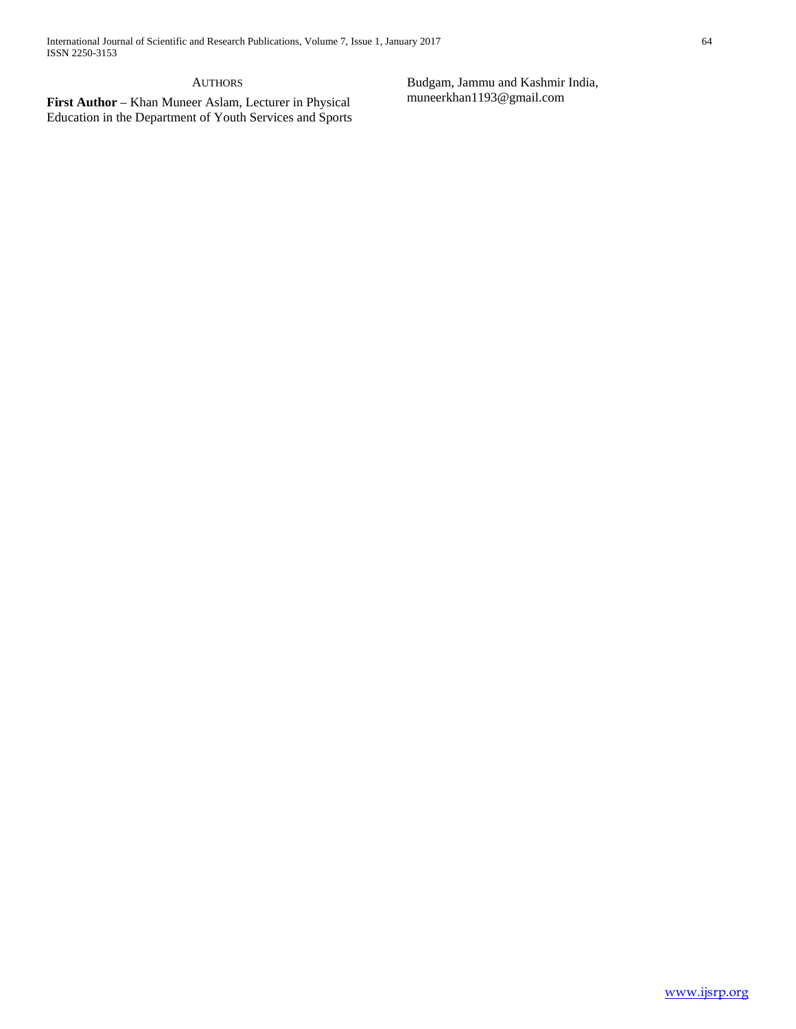## AUTHORS

**First Author** – Khan Muneer Aslam, Lecturer in Physical Education in the Department of Youth Services and Sports Budgam, Jammu and Kashmir India, muneerkhan1193@gmail.com